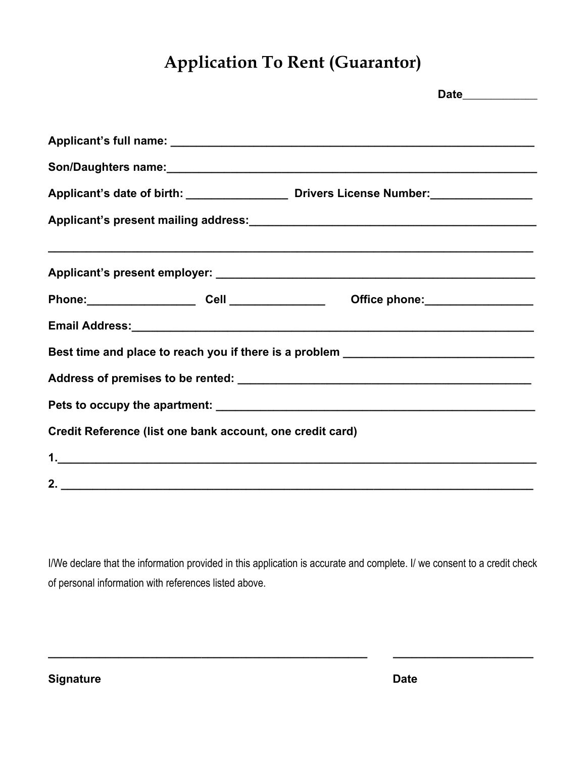# Application To Rent (Guarantor)

**Date**____________

**Applicant's full name:** ___________________________________________________________

**Son/Daughters name:**_____________________________________________________________

**Applicant's date of birth:** ________________ **Drivers License Number:**________________

**Applicant's present mailing address:**_____________________________________________

_______________________________________________________________________________

**Applicant's present employer:** ______________________________________________________

**Phone:**_________________ **Cell** _______________ **Office phone:**_________________

**Email Address:**___________________________________________________________________

**Best time and place to reach you if there is a problem** ______________________________

**Address of premises to be rented:** _______________________________________________

**Pets to occupy the apartment:** ____________________________________________________

**Credit Reference (list one bank account, one credit card)**

**1.**_____________________________________________________________________________

**2.** ____________________________________________________________________________

I/We declare that the information provided in this application is accurate and complete. I/ we consent to a credit check of personal information with references listed above.

_____________________________________________________ ______________________

**Signature** **Date**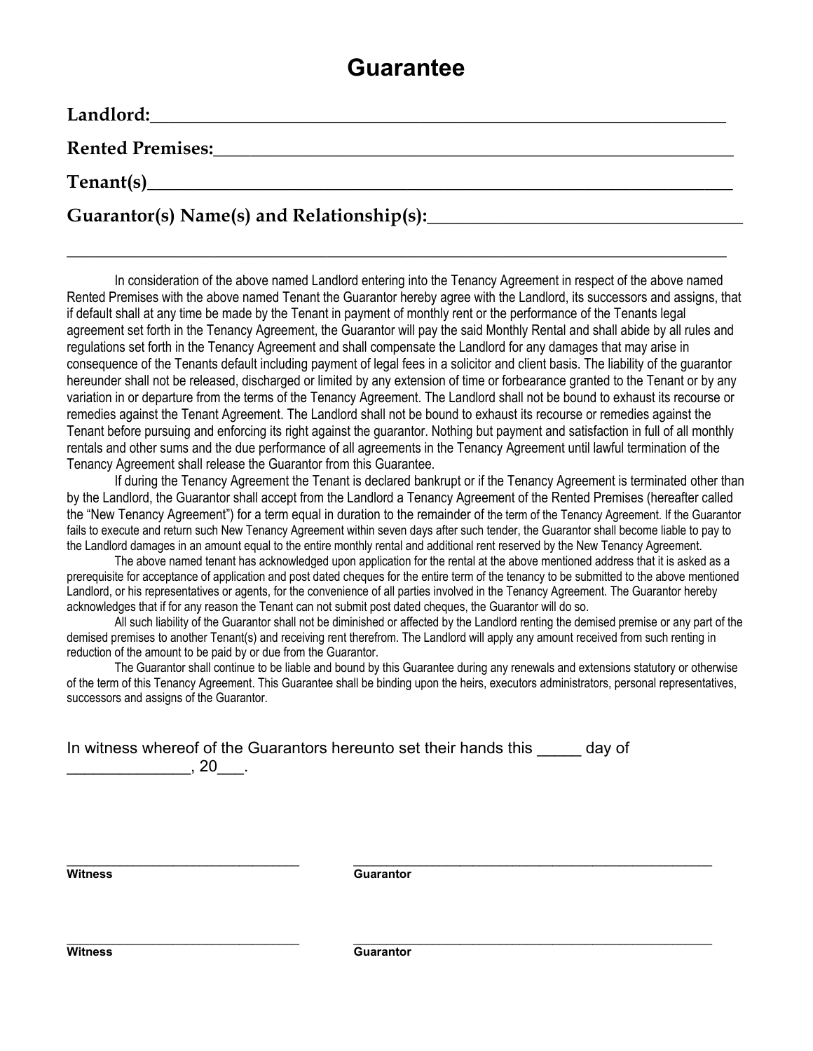# Guarantee

**Landlord:**\_\_\_\_\_\_\_\_\_\_\_\_\_\_\_\_\_\_\_\_\_\_\_\_\_\_\_\_\_\_\_\_\_\_\_\_\_\_\_\_\_\_\_\_\_\_\_\_\_\_\_\_\_\_\_\_\_\_\_\_\_\_

**Rented Premises:**\_\_\_\_\_\_\_\_\_\_\_\_\_\_\_\_\_\_\_\_\_\_\_\_\_\_\_\_\_\_\_\_\_\_\_\_\_\_\_\_\_\_\_\_\_\_\_\_\_\_\_\_\_\_\_

**Tenant(s)**\_\_\_\_\_\_\_\_\_\_\_\_\_\_\_\_\_\_\_\_\_\_\_\_\_\_\_\_\_\_\_\_\_\_\_\_\_\_\_\_\_\_\_\_\_\_\_\_\_\_\_\_\_\_\_\_\_\_\_\_\_\_\_

**Guarantor(s) Name(s) and Relationship(s):**\_\_\_\_\_\_\_\_\_\_\_\_\_\_\_\_\_\_\_\_\_\_\_\_\_\_\_\_\_\_\_\_\_\_\_

\_\_\_\_\_\_\_\_\_\_\_\_\_\_\_\_\_\_\_\_\_\_\_\_\_\_\_\_\_\_\_\_\_\_\_\_\_\_\_\_\_\_\_\_\_\_\_\_\_\_\_\_\_\_\_\_\_\_\_\_\_\_\_\_\_\_\_\_\_\_\_\_\_\_\_\_

In consideration of the above named Landlord entering into the Tenancy Agreement in respect of the above named Rented Premises with the above named Tenant the Guarantor hereby agree with the Landlord, its successors and assigns, that if default shall at any time be made by the Tenant in payment of monthly rent or the performance of the Tenants legal agreement set forth in the Tenancy Agreement, the Guarantor will pay the said Monthly Rental and shall abide by all rules and regulations set forth in the Tenancy Agreement and shall compensate the Landlord for any damages that may arise in consequence of the Tenants default including payment of legal fees in a solicitor and client basis. The liability of the guarantor hereunder shall not be released, discharged or limited by any extension of time or forbearance granted to the Tenant or by any variation in or departure from the terms of the Tenancy Agreement. The Landlord shall not be bound to exhaust its recourse or remedies against the Tenant Agreement. The Landlord shall not be bound to exhaust its recourse or remedies against the Tenant before pursuing and enforcing its right against the guarantor. Nothing but payment and satisfaction in full of all monthly rentals and other sums and the due performance of all agreements in the Tenancy Agreement until lawful termination of the Tenancy Agreement shall release the Guarantor from this Guarantee.

If during the Tenancy Agreement the Tenant is declared bankrupt or if the Tenancy Agreement is terminated other than by the Landlord, the Guarantor shall accept from the Landlord a Tenancy Agreement of the Rented Premises (hereafter called the "New Tenancy Agreement") for a term equal in duration to the remainder of the term of the Tenancy Agreement. If the Guarantor fails to execute and return such New Tenancy Agreement within seven days after such tender, the Guarantor shall become liable to pay to the Landlord damages in an amount equal to the entire monthly rental and additional rent reserved by the New Tenancy Agreement.

The above named tenant has acknowledged upon application for the rental at the above mentioned address that it is asked as a prerequisite for acceptance of application and post dated cheques for the entire term of the tenancy to be submitted to the above mentioned Landlord, or his representatives or agents, for the convenience of all parties involved in the Tenancy Agreement. The Guarantor hereby acknowledges that if for any reason the Tenant can not submit post dated cheques, the Guarantor will do so.

All such liability of the Guarantor shall not be diminished or affected by the Landlord renting the demised premise or any part of the demised premises to another Tenant(s) and receiving rent therefrom. The Landlord will apply any amount received from such renting in reduction of the amount to be paid by or due from the Guarantor.

The Guarantor shall continue to be liable and bound by this Guarantee during any renewals and extensions statutory or otherwise of the term of this Tenancy Agreement. This Guarantee shall be binding upon the heirs, executors administrators, personal representatives, successors and assigns of the Guarantor.

In witness whereof of the Guarantors hereunto set their hands this \_\_\_\_\_ day of \_\_\_\_\_\_\_\_\_\_\_\_\_\_, 20\_\_\_.

\_\_\_\_\_\_\_\_\_\_\_\_\_\_\_\_\_\_\_\_\_\_\_\_\_\_\_\_\_\_ \_\_\_\_\_\_\_\_\_\_\_\_\_\_\_\_\_\_\_\_\_\_\_\_\_\_\_\_\_\_\_\_\_\_\_\_\_\_\_\_\_\_\_\_\_

**Witness** **Guarantor**

\_\_\_\_\_\_\_\_\_\_\_\_\_\_\_\_\_\_\_\_\_\_\_\_\_\_\_\_\_\_ \_\_\_\_\_\_\_\_\_\_\_\_\_\_\_\_\_\_\_\_\_\_\_\_\_\_\_\_\_\_\_\_\_\_\_\_\_\_\_\_\_\_\_\_\_

**Witness** **Guarantor**